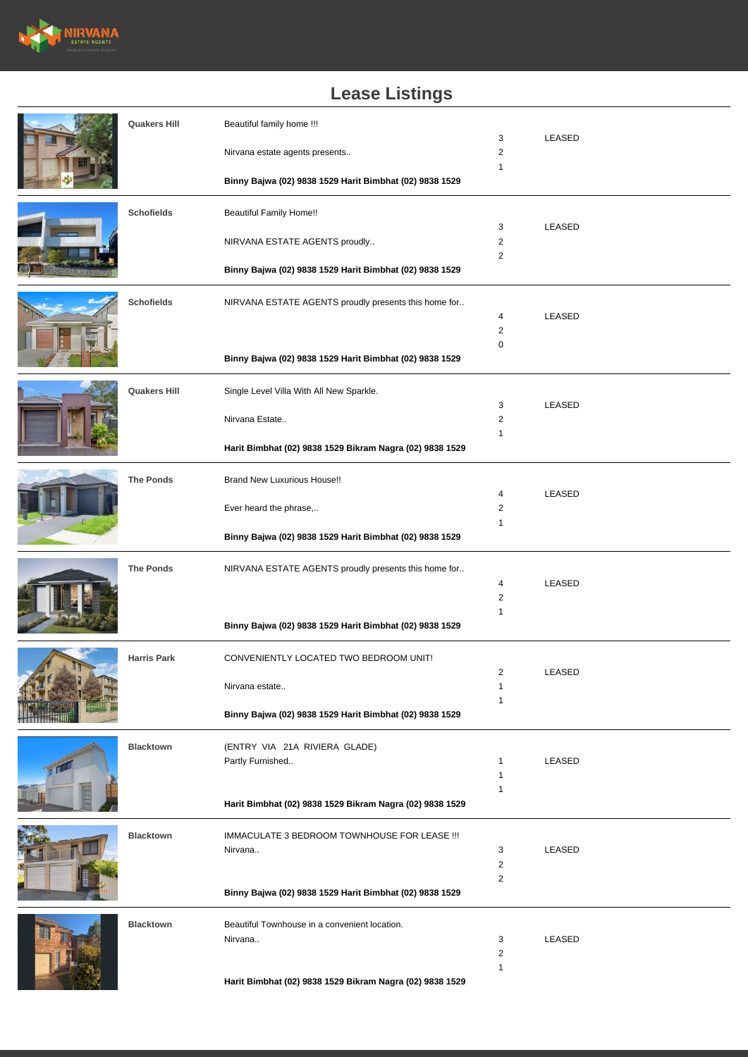# Lease Listings

| Suburb | Description | Bed/Bath/Car | Status |
|---|---|---|---|
| **Quakers Hill** | Beautiful family home !!!<br>Nirvana estate agents presents..<br>**Binny Bajwa (02) 9838 1529 Harit Bimbhat (02) 9838 1529** | 3<br>2<br>1 | LEASED |
| **Schofields** | Beautiful Family Home!!<br>NIRVANA ESTATE AGENTS proudly..<br>**Binny Bajwa (02) 9838 1529 Harit Bimbhat (02) 9838 1529** | 3<br>2<br>2 | LEASED |
| **Schofields** | NIRVANA ESTATE AGENTS proudly presents this home for..<br>**Binny Bajwa (02) 9838 1529 Harit Bimbhat (02) 9838 1529** | 4<br>2<br>0 | LEASED |
| **Quakers Hill** | Single Level Villa With All New Sparkle.<br>Nirvana Estate..<br>**Harit Bimbhat (02) 9838 1529 Bikram Nagra (02) 9838 1529** | 3<br>2<br>1 | LEASED |
| **The Ponds** | Brand New Luxurious House!!<br>Ever heard the phrase,..<br>**Binny Bajwa (02) 9838 1529 Harit Bimbhat (02) 9838 1529** | 4<br>2<br>1 | LEASED |
| **The Ponds** | NIRVANA ESTATE AGENTS proudly presents this home for..<br>**Binny Bajwa (02) 9838 1529 Harit Bimbhat (02) 9838 1529** | 4<br>2<br>1 | LEASED |
| **Harris Park** | CONVENIENTLY LOCATED TWO BEDROOM UNIT!<br>Nirvana estate..<br>**Binny Bajwa (02) 9838 1529 Harit Bimbhat (02) 9838 1529** | 2<br>1<br>1 | LEASED |
| **Blacktown** | (ENTRY VIA 21A RIVIERA GLADE)<br>Partly Furnished..<br>**Harit Bimbhat (02) 9838 1529 Bikram Nagra (02) 9838 1529** | 1<br>1<br>1 | LEASED |
| **Blacktown** | IMMACULATE 3 BEDROOM TOWNHOUSE FOR LEASE !!!<br>Nirvana..<br>**Binny Bajwa (02) 9838 1529 Harit Bimbhat (02) 9838 1529** | 3<br>2<br>2 | LEASED |
| **Blacktown** | Beautiful Townhouse in a convenient location.<br>Nirvana..<br>**Harit Bimbhat (02) 9838 1529 Bikram Nagra (02) 9838 1529** | 3<br>2<br>1 | LEASED |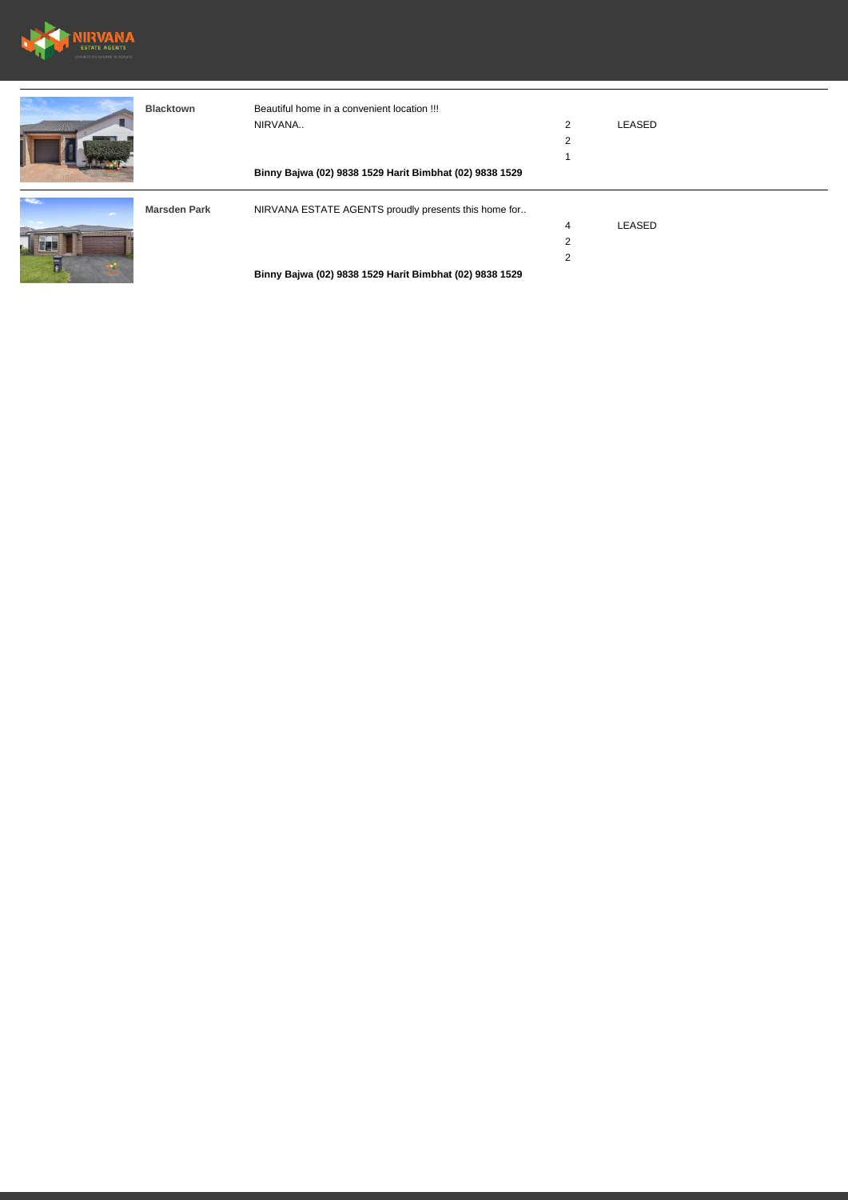| | | | | |
|---|---|---|---|---|
| **Blacktown** | Beautiful home in a convenient location !!!<br>NIRVANA..<br><br><br>**Binny Bajwa (02) 9838 1529 Harit Bimbhat (02) 9838 1529** | 2<br>2<br>1 | LEASED |
| **Marsden Park** | NIRVANA ESTATE AGENTS proudly presents this home for..<br><br><br>**Binny Bajwa (02) 9838 1529 Harit Bimbhat (02) 9838 1529** | 4<br>2<br>2 | LEASED |